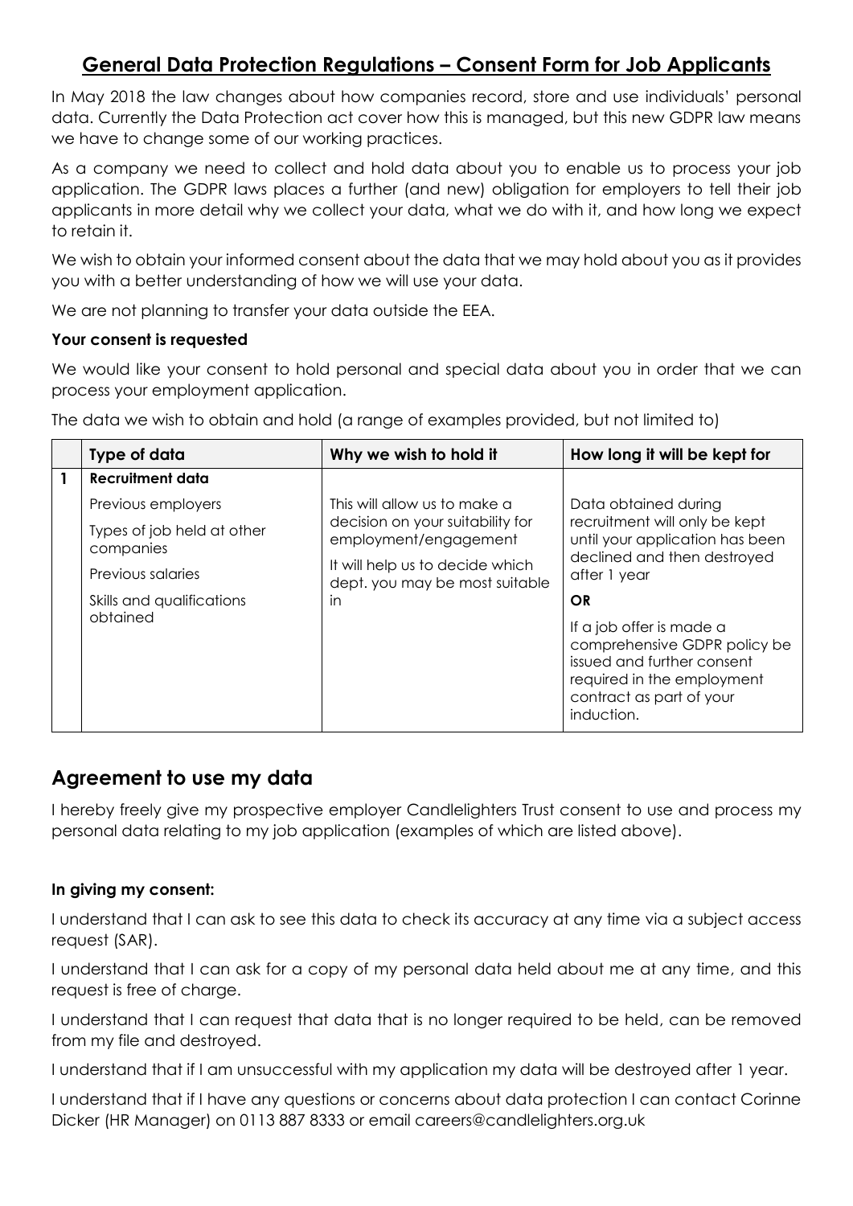# General Data Protection Regulations – Consent Form for Job Applicants

In May 2018 the law changes about how companies record, store and use individuals' personal data. Currently the Data Protection act cover how this is managed, but this new GDPR law means we have to change some of our working practices.

As a company we need to collect and hold data about you to enable us to process your job application. The GDPR laws places a further (and new) obligation for employers to tell their job applicants in more detail why we collect your data, what we do with it, and how long we expect to retain it.

We wish to obtain your informed consent about the data that we may hold about you as it provides you with a better understanding of how we will use your data.

We are not planning to transfer your data outside the EEA.

**Your consent is requested**

We would like your consent to hold personal and special data about you in order that we can process your employment application.

The data we wish to obtain and hold (a range of examples provided, but not limited to)

| | Type of data | Why we wish to hold it | How long it will be kept for |
|---|---|---|---|
| 1 | **Recruitment data**<br>Previous employers<br>Types of job held at other companies<br>Previous salaries<br>Skills and qualifications obtained | This will allow us to make a decision on your suitability for employment/engagement<br>It will help us to decide which dept. you may be most suitable in | Data obtained during recruitment will only be kept until your application has been declined and then destroyed after 1 year<br>**OR**<br>If a job offer is made a comprehensive GDPR policy be issued and further consent required in the employment contract as part of your induction. |

## Agreement to use my data

I hereby freely give my prospective employer Candlelighters Trust consent to use and process my personal data relating to my job application (examples of which are listed above).

**In giving my consent:**

I understand that I can ask to see this data to check its accuracy at any time via a subject access request (SAR).

I understand that I can ask for a copy of my personal data held about me at any time, and this request is free of charge.

I understand that I can request that data that is no longer required to be held, can be removed from my file and destroyed.

I understand that if I am unsuccessful with my application my data will be destroyed after 1 year.

I understand that if I have any questions or concerns about data protection I can contact Corinne Dicker (HR Manager) on 0113 887 8333 or email careers@candlelighters.org.uk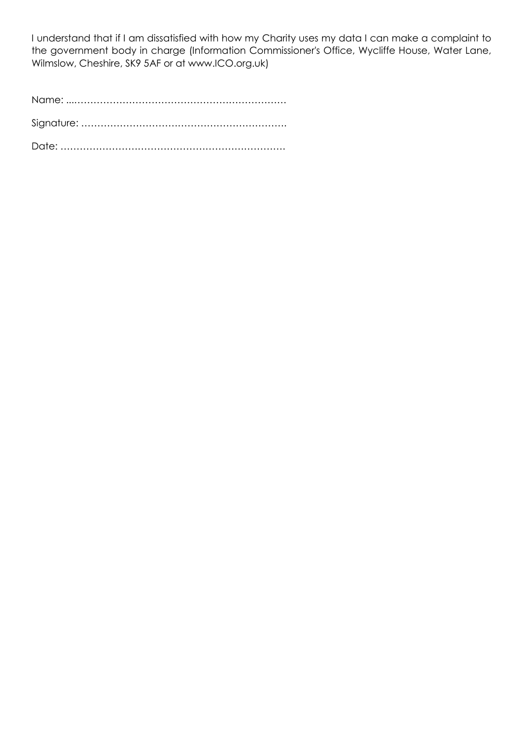I understand that if I am dissatisfied with how my Charity uses my data I can make a complaint to the government body in charge (Information Commissioner's Office, Wycliffe House, Water Lane, Wilmslow, Cheshire, SK9 5AF or at www.ICO.org.uk)

Name: ....…………………………………………………………

Signature: ……………………………………………………….

Date: ……………………………………………………………